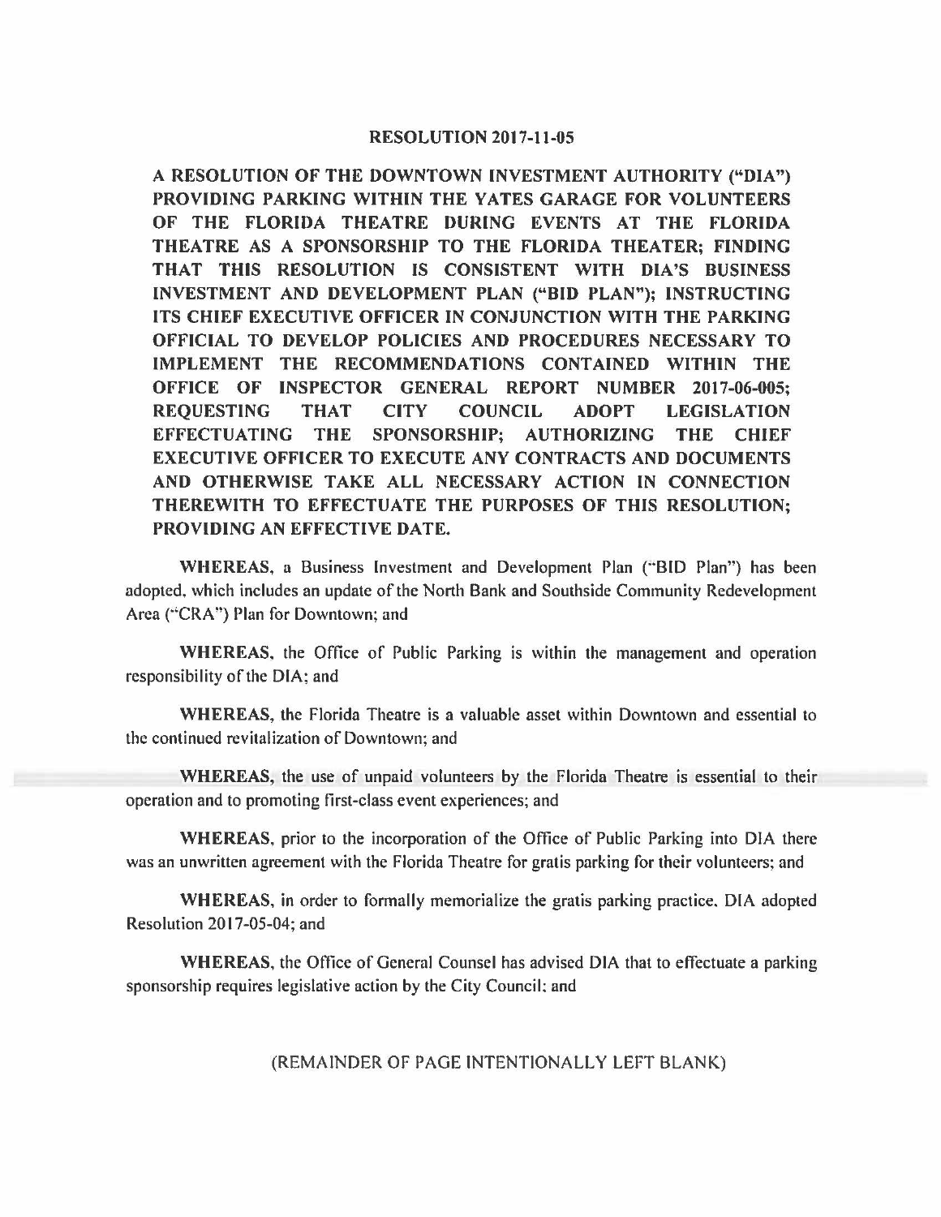# RESOLUTION 2017-11-05

**A RESOLUTION OF THE DOWNTOWN INVESTMENT AUTHORITY ("DIA") PROVIDING PARKING WITHIN THE YATES GARAGE FOR VOLUNTEERS OF THE FLORIDA THEATRE DURING EVENTS AT THE FLORIDA THEATRE AS A SPONSORSHIP TO THE FLORIDA THEATER; FINDING THAT THIS RESOLUTION IS CONSISTENT WITH DIA'S BUSINESS INVESTMENT AND DEVELOPMENT PLAN ("BID PLAN"); INSTRUCTING ITS CHIEF EXECUTIVE OFFICER IN CONJUNCTION WITH THE PARKING OFFICIAL TO DEVELOP POLICIES AND PROCEDURES NECESSARY TO IMPLEMENT THE RECOMMENDATIONS CONTAINED WITHIN THE OFFICE OF INSPECTOR GENERAL REPORT NUMBER 2017-06-005; REQUESTING THAT CITY COUNCIL ADOPT LEGISLATION EFFECTUATING THE SPONSORSHIP; AUTHORIZING THE CHIEF EXECUTIVE OFFICER TO EXECUTE ANY CONTRACTS AND DOCUMENTS AND OTHERWISE TAKE ALL NECESSARY ACTION IN CONNECTION THEREWITH TO EFFECTUATE THE PURPOSES OF THIS RESOLUTION; PROVIDING AN EFFECTIVE DATE.**

**WHEREAS**, a Business Investment and Development Plan ("BID Plan") has been adopted, which includes an update of the North Bank and Southside Community Redevelopment Area ("CRA") Plan for Downtown; and

**WHEREAS**, the Office of Public Parking is within the management and operation responsibility of the DIA; and

**WHEREAS**, the Florida Theatre is a valuable asset within Downtown and essential to the continued revitalization of Downtown; and

**WHEREAS**, the use of unpaid volunteers by the Florida Theatre is essential to their operation and to promoting first-class event experiences; and

**WHEREAS**, prior to the incorporation of the Office of Public Parking into DIA there was an unwritten agreement with the Florida Theatre for gratis parking for their volunteers; and

**WHEREAS**, in order to formally memorialize the gratis parking practice, DIA adopted Resolution 2017-05-04; and

**WHEREAS**, the Office of General Counsel has advised DIA that to effectuate a parking sponsorship requires legislative action by the City Council; and

(REMAINDER OF PAGE INTENTIONALLY LEFT BLANK)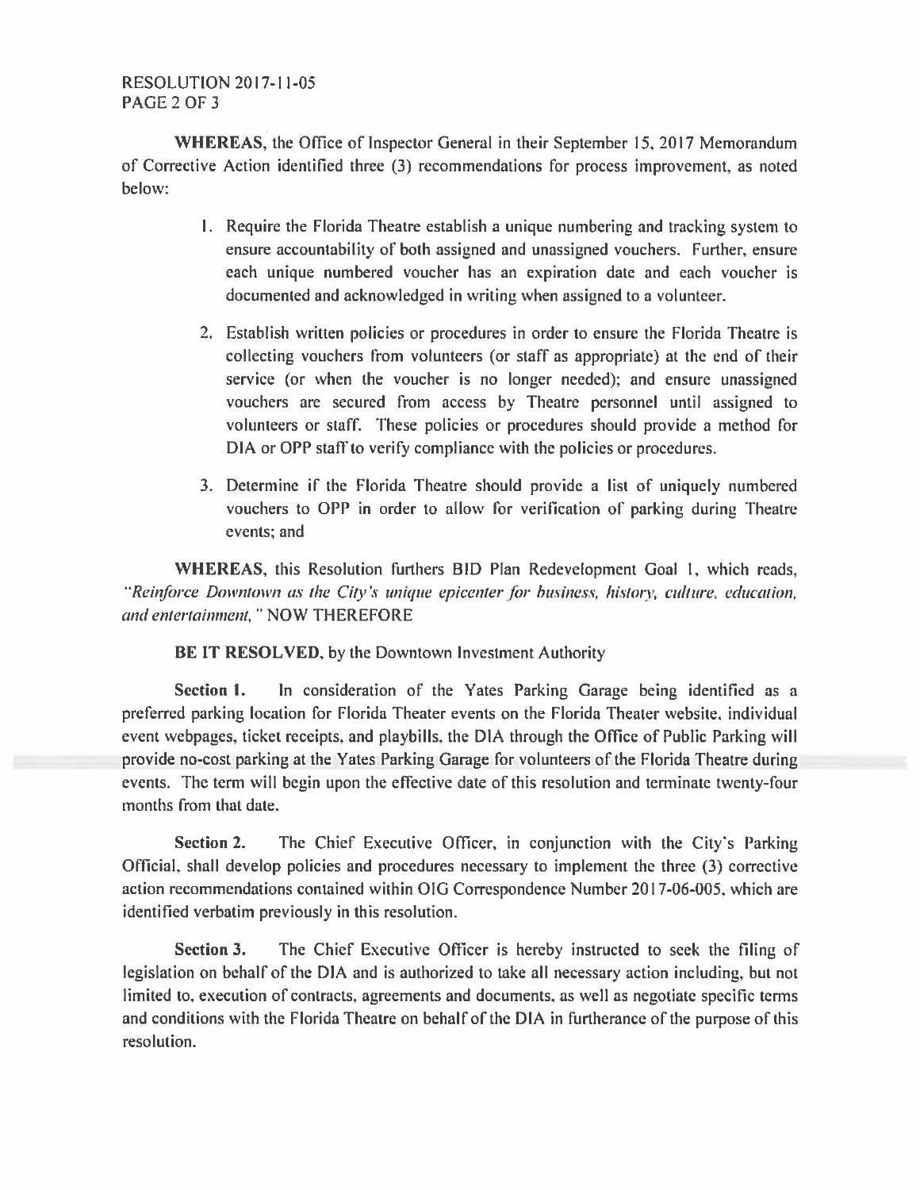**WHEREAS**, the Office of Inspector General in their September 15, 2017 Memorandum of Corrective Action identified three (3) recommendations for process improvement, as noted below:

1. Require the Florida Theatre establish a unique numbering and tracking system to ensure accountability of both assigned and unassigned vouchers. Further, ensure each unique numbered voucher has an expiration date and each voucher is documented and acknowledged in writing when assigned to a volunteer.

2. Establish written policies or procedures in order to ensure the Florida Theatre is collecting vouchers from volunteers (or staff as appropriate) at the end of their service (or when the voucher is no longer needed); and ensure unassigned vouchers are secured from access by Theatre personnel until assigned to volunteers or staff. These policies or procedures should provide a method for DIA or OPP staff to verify compliance with the policies or procedures.

3. Determine if the Florida Theatre should provide a list of uniquely numbered vouchers to OPP in order to allow for verification of parking during Theatre events; and

**WHEREAS**, this Resolution furthers BID Plan Redevelopment Goal 1, which reads, *"Reinforce Downtown as the City's unique epicenter for business, history, culture, education, and entertainment,"* NOW THEREFORE

**BE IT RESOLVED**, by the Downtown Investment Authority

**Section 1.** In consideration of the Yates Parking Garage being identified as a preferred parking location for Florida Theater events on the Florida Theater website, individual event webpages, ticket receipts, and playbills, the DIA through the Office of Public Parking will provide no-cost parking at the Yates Parking Garage for volunteers of the Florida Theatre during events. The term will begin upon the effective date of this resolution and terminate twenty-four months from that date.

**Section 2.** The Chief Executive Officer, in conjunction with the City's Parking Official, shall develop policies and procedures necessary to implement the three (3) corrective action recommendations contained within OIG Correspondence Number 2017-06-005, which are identified verbatim previously in this resolution.

**Section 3.** The Chief Executive Officer is hereby instructed to seek the filing of legislation on behalf of the DIA and is authorized to take all necessary action including, but not limited to, execution of contracts, agreements and documents, as well as negotiate specific terms and conditions with the Florida Theatre on behalf of the DIA in furtherance of the purpose of this resolution.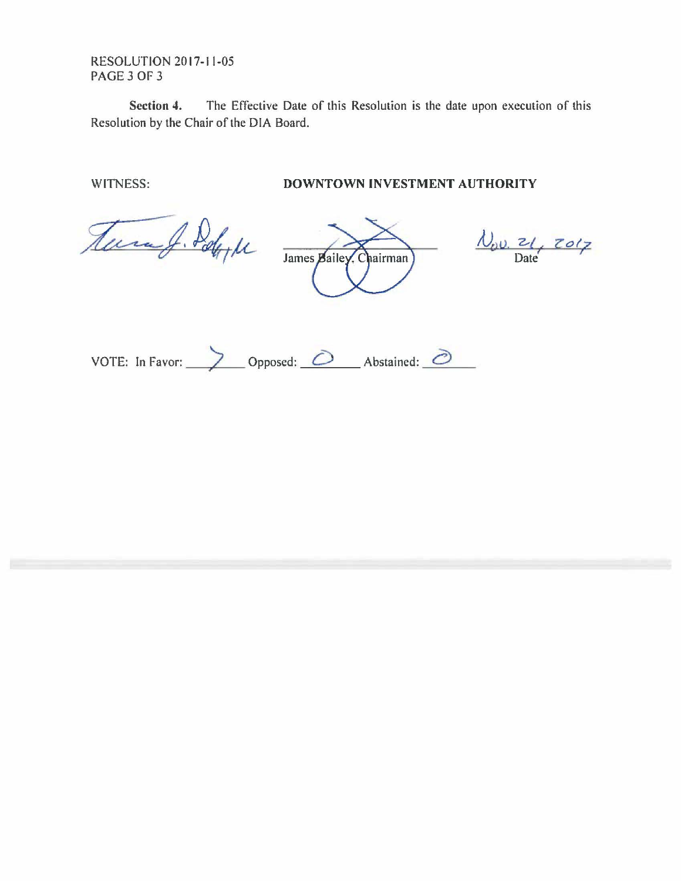RESOLUTION 2017-11-05
PAGE 3 OF 3

**Section 4.** The Effective Date of this Resolution is the date upon execution of this Resolution by the Chair of the DIA Board.

WITNESS: **DOWNTOWN INVESTMENT AUTHORITY**

James Bailey, Chairman

Nov. 21, 2017
Date

VOTE: In Favor: 7 Opposed: 0 Abstained: 0